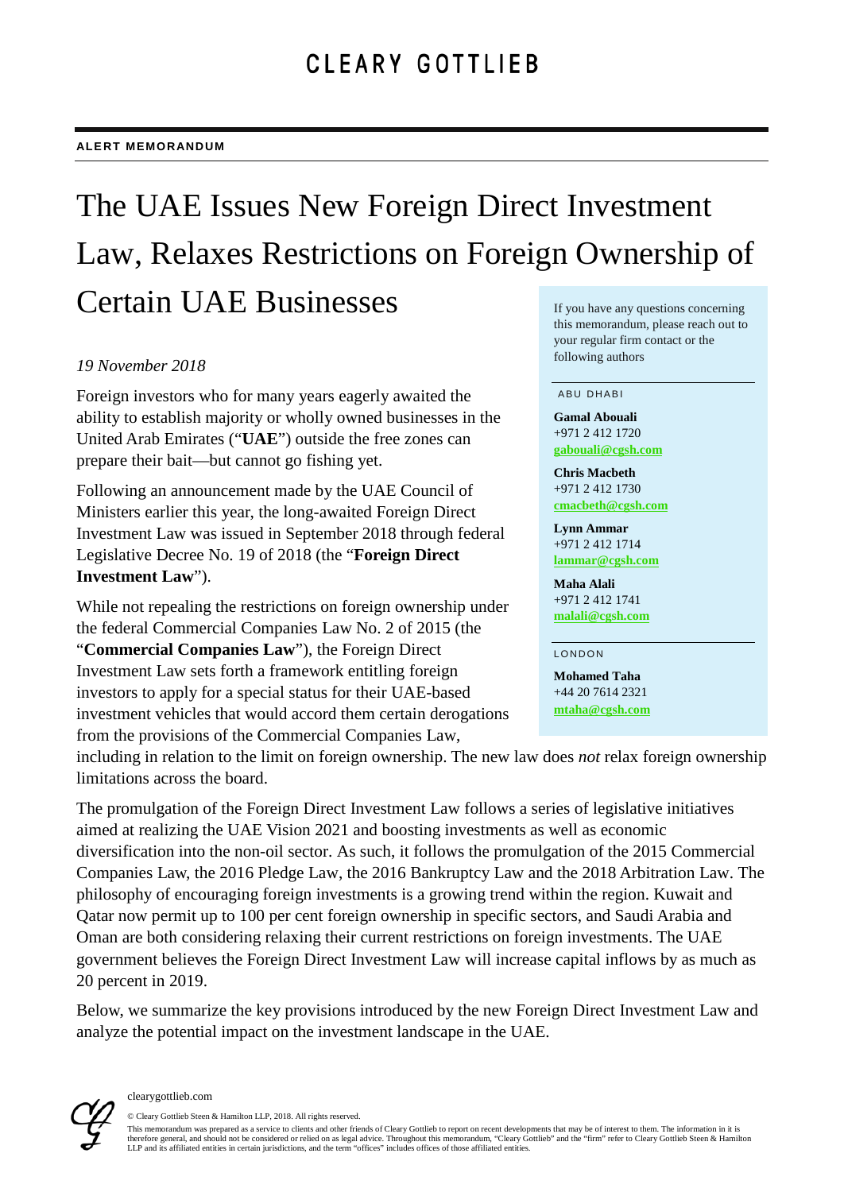CLEARY GOTTLIEB

ALERT MEMORANDUM

# The UAE Issues New Foreign Direct Investment Law, Relaxes Restrictions on Foreign Ownership of Certain UAE Businesses

*19 November 2018*

Foreign investors who for many years eagerly awaited the ability to establish majority or wholly owned businesses in the United Arab Emirates ("**UAE**") outside the free zones can prepare their bait—but cannot go fishing yet.

Following an announcement made by the UAE Council of Ministers earlier this year, the long-awaited Foreign Direct Investment Law was issued in September 2018 through federal Legislative Decree No. 19 of 2018 (the "**Foreign Direct Investment Law**").

While not repealing the restrictions on foreign ownership under the federal Commercial Companies Law No. 2 of 2015 (the "**Commercial Companies Law**"), the Foreign Direct Investment Law sets forth a framework entitling foreign investors to apply for a special status for their UAE-based investment vehicles that would accord them certain derogations from the provisions of the Commercial Companies Law, including in relation to the limit on foreign ownership. The new law does *not* relax foreign ownership limitations across the board.

The promulgation of the Foreign Direct Investment Law follows a series of legislative initiatives aimed at realizing the UAE Vision 2021 and boosting investments as well as economic diversification into the non-oil sector. As such, it follows the promulgation of the 2015 Commercial Companies Law, the 2016 Pledge Law, the 2016 Bankruptcy Law and the 2018 Arbitration Law. The philosophy of encouraging foreign investments is a growing trend within the region. Kuwait and Qatar now permit up to 100 per cent foreign ownership in specific sectors, and Saudi Arabia and Oman are both considering relaxing their current restrictions on foreign investments. The UAE government believes the Foreign Direct Investment Law will increase capital inflows by as much as 20 percent in 2019.

Below, we summarize the key provisions introduced by the new Foreign Direct Investment Law and analyze the potential impact on the investment landscape in the UAE.

If you have any questions concerning this memorandum, please reach out to your regular firm contact or the following authors

ABU DHABI

**Gamal Abouali**
+971 2 412 1720
gabouali@cgsh.com

**Chris Macbeth**
+971 2 412 1730
cmacbeth@cgsh.com

**Lynn Ammar**
+971 2 412 1714
lammar@cgsh.com

**Maha Alali**
+971 2 412 1741
malali@cgsh.com

LONDON

**Mohamed Taha**
+44 20 7614 2321
mtaha@cgsh.com

clearygottlieb.com

© Cleary Gottlieb Steen & Hamilton LLP, 2018. All rights reserved.

This memorandum was prepared as a service to clients and other friends of Cleary Gottlieb to report on recent developments that may be of interest to them. The information in it is therefore general, and should not be considered or relied on as legal advice. Throughout this memorandum, "Cleary Gottlieb" and the "firm" refer to Cleary Gottlieb Steen & Hamilton LLP and its affiliated entities in certain jurisdictions, and the term "offices" includes offices of those affiliated entities.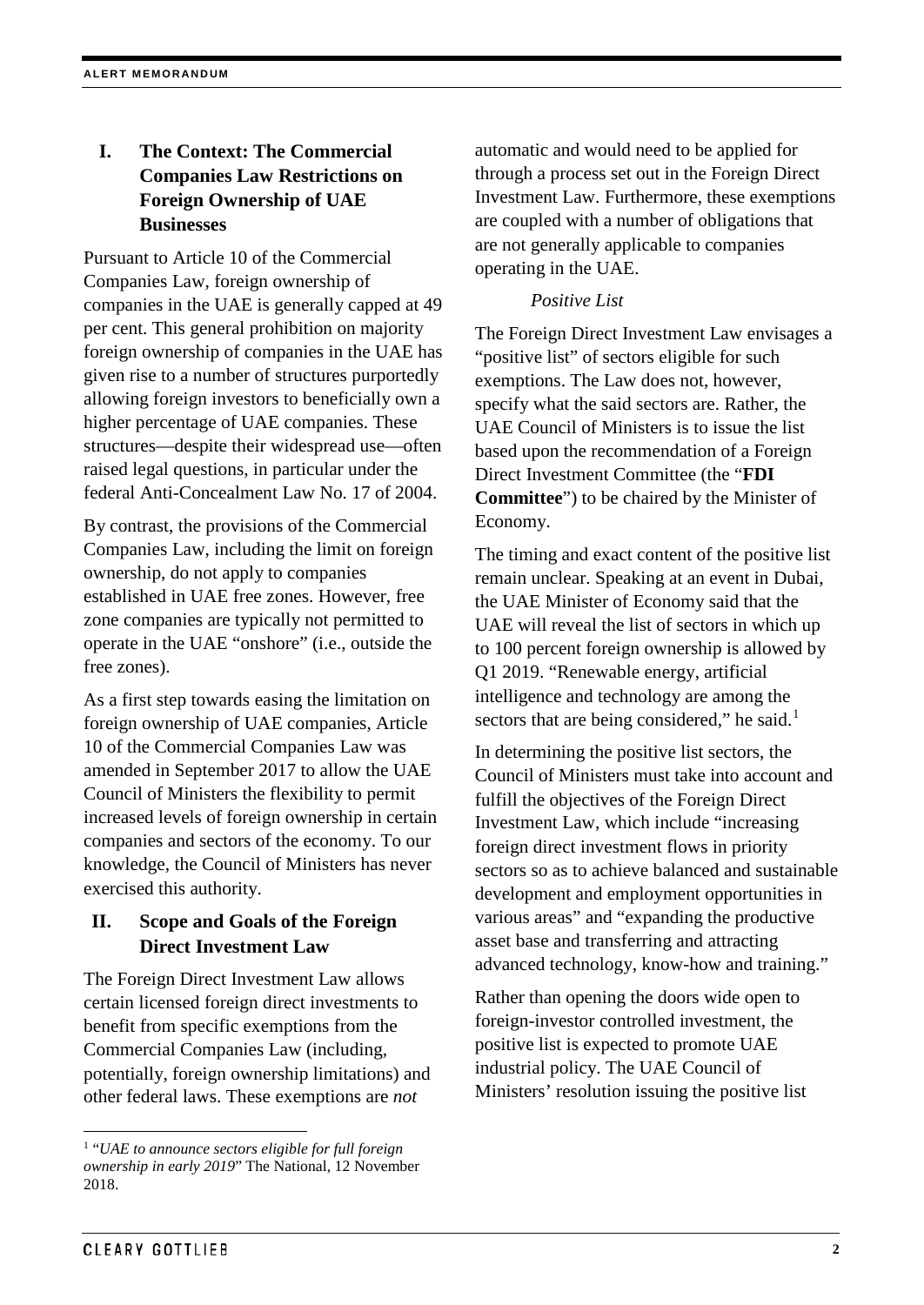## I. The Context: The Commercial Companies Law Restrictions on Foreign Ownership of UAE Businesses

Pursuant to Article 10 of the Commercial Companies Law, foreign ownership of companies in the UAE is generally capped at 49 per cent. This general prohibition on majority foreign ownership of companies in the UAE has given rise to a number of structures purportedly allowing foreign investors to beneficially own a higher percentage of UAE companies. These structures—despite their widespread use—often raised legal questions, in particular under the federal Anti-Concealment Law No. 17 of 2004.

By contrast, the provisions of the Commercial Companies Law, including the limit on foreign ownership, do not apply to companies established in UAE free zones. However, free zone companies are typically not permitted to operate in the UAE "onshore" (i.e., outside the free zones).

As a first step towards easing the limitation on foreign ownership of UAE companies, Article 10 of the Commercial Companies Law was amended in September 2017 to allow the UAE Council of Ministers the flexibility to permit increased levels of foreign ownership in certain companies and sectors of the economy. To our knowledge, the Council of Ministers has never exercised this authority.

## II. Scope and Goals of the Foreign Direct Investment Law

The Foreign Direct Investment Law allows certain licensed foreign direct investments to benefit from specific exemptions from the Commercial Companies Law (including, potentially, foreign ownership limitations) and other federal laws. These exemptions are *not* automatic and would need to be applied for through a process set out in the Foreign Direct Investment Law. Furthermore, these exemptions are coupled with a number of obligations that are not generally applicable to companies operating in the UAE.

*Positive List*

The Foreign Direct Investment Law envisages a "positive list" of sectors eligible for such exemptions. The Law does not, however, specify what the said sectors are. Rather, the UAE Council of Ministers is to issue the list based upon the recommendation of a Foreign Direct Investment Committee (the "**FDI Committee**") to be chaired by the Minister of Economy.

The timing and exact content of the positive list remain unclear. Speaking at an event in Dubai, the UAE Minister of Economy said that the UAE will reveal the list of sectors in which up to 100 percent foreign ownership is allowed by Q1 2019. "Renewable energy, artificial intelligence and technology are among the sectors that are being considered," he said.[1]

In determining the positive list sectors, the Council of Ministers must take into account and fulfill the objectives of the Foreign Direct Investment Law, which include "increasing foreign direct investment flows in priority sectors so as to achieve balanced and sustainable development and employment opportunities in various areas" and "expanding the productive asset base and transferring and attracting advanced technology, know-how and training."

Rather than opening the doors wide open to foreign-investor controlled investment, the positive list is expected to promote UAE industrial policy. The UAE Council of Ministers' resolution issuing the positive list

---

[1] "*UAE to announce sectors eligible for full foreign ownership in early 2019*" The National, 12 November 2018.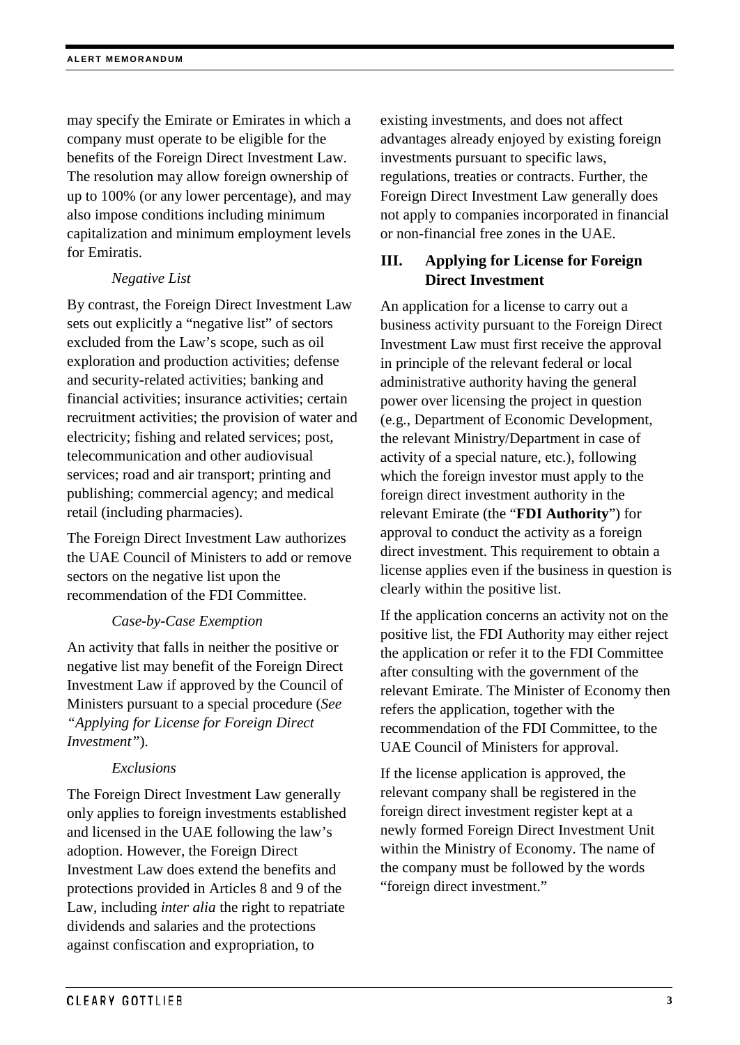may specify the Emirate or Emirates in which a company must operate to be eligible for the benefits of the Foreign Direct Investment Law. The resolution may allow foreign ownership of up to 100% (or any lower percentage), and may also impose conditions including minimum capitalization and minimum employment levels for Emiratis.

*Negative List*

By contrast, the Foreign Direct Investment Law sets out explicitly a "negative list" of sectors excluded from the Law's scope, such as oil exploration and production activities; defense and security-related activities; banking and financial activities; insurance activities; certain recruitment activities; the provision of water and electricity; fishing and related services; post, telecommunication and other audiovisual services; road and air transport; printing and publishing; commercial agency; and medical retail (including pharmacies).

The Foreign Direct Investment Law authorizes the UAE Council of Ministers to add or remove sectors on the negative list upon the recommendation of the FDI Committee.

*Case-by-Case Exemption*

An activity that falls in neither the positive or negative list may benefit of the Foreign Direct Investment Law if approved by the Council of Ministers pursuant to a special procedure (*See "Applying for License for Foreign Direct Investment"*).

*Exclusions*

The Foreign Direct Investment Law generally only applies to foreign investments established and licensed in the UAE following the law's adoption. However, the Foreign Direct Investment Law does extend the benefits and protections provided in Articles 8 and 9 of the Law, including *inter alia* the right to repatriate dividends and salaries and the protections against confiscation and expropriation, to existing investments, and does not affect advantages already enjoyed by existing foreign investments pursuant to specific laws, regulations, treaties or contracts. Further, the Foreign Direct Investment Law generally does not apply to companies incorporated in financial or non-financial free zones in the UAE.

## III. Applying for License for Foreign Direct Investment

An application for a license to carry out a business activity pursuant to the Foreign Direct Investment Law must first receive the approval in principle of the relevant federal or local administrative authority having the general power over licensing the project in question (e.g., Department of Economic Development, the relevant Ministry/Department in case of activity of a special nature, etc.), following which the foreign investor must apply to the foreign direct investment authority in the relevant Emirate (the "**FDI Authority**") for approval to conduct the activity as a foreign direct investment. This requirement to obtain a license applies even if the business in question is clearly within the positive list.

If the application concerns an activity not on the positive list, the FDI Authority may either reject the application or refer it to the FDI Committee after consulting with the government of the relevant Emirate. The Minister of Economy then refers the application, together with the recommendation of the FDI Committee, to the UAE Council of Ministers for approval.

If the license application is approved, the relevant company shall be registered in the foreign direct investment register kept at a newly formed Foreign Direct Investment Unit within the Ministry of Economy. The name of the company must be followed by the words "foreign direct investment."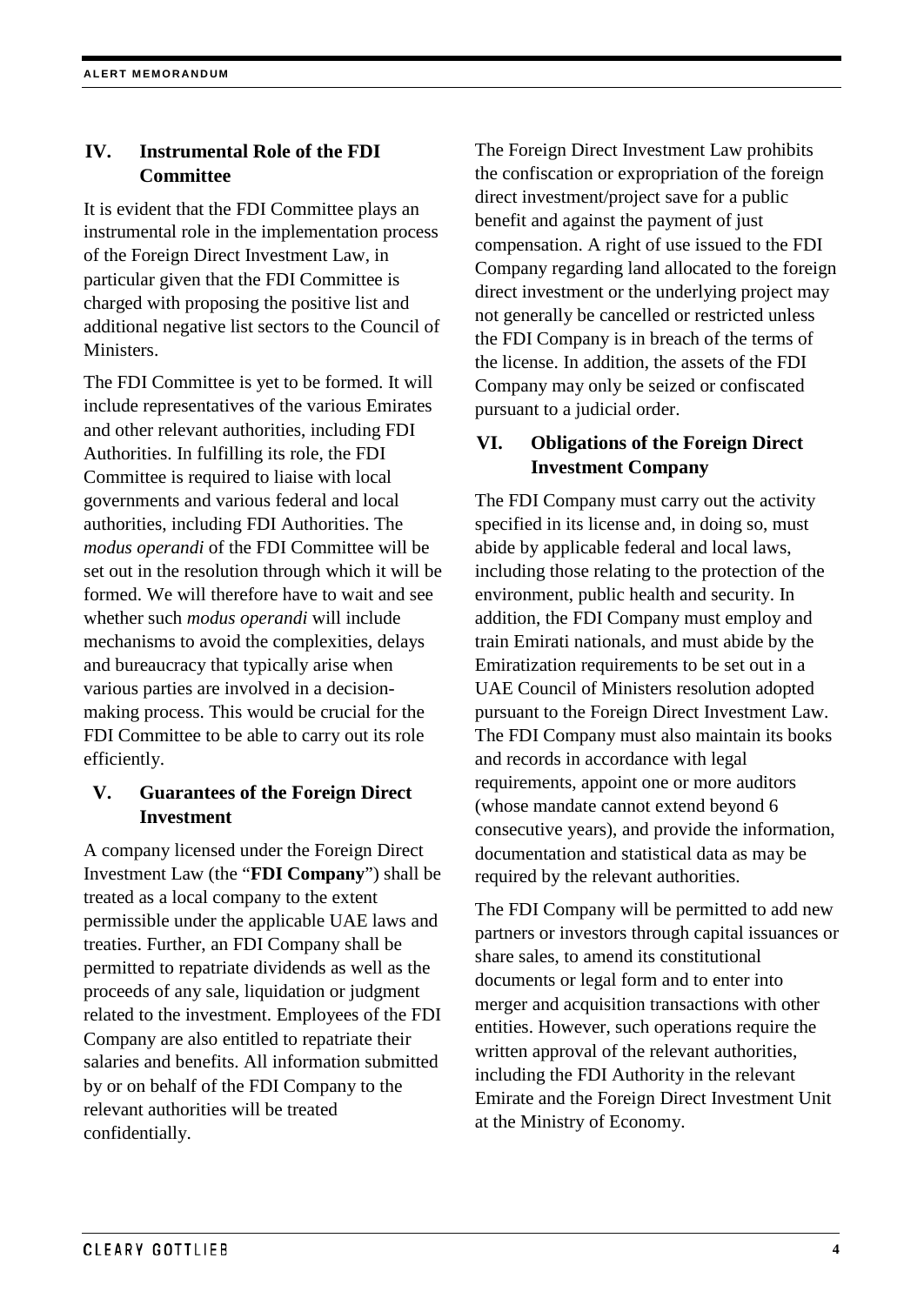## IV. Instrumental Role of the FDI Committee

It is evident that the FDI Committee plays an instrumental role in the implementation process of the Foreign Direct Investment Law, in particular given that the FDI Committee is charged with proposing the positive list and additional negative list sectors to the Council of Ministers.

The FDI Committee is yet to be formed. It will include representatives of the various Emirates and other relevant authorities, including FDI Authorities. In fulfilling its role, the FDI Committee is required to liaise with local governments and various federal and local authorities, including FDI Authorities. The *modus operandi* of the FDI Committee will be set out in the resolution through which it will be formed. We will therefore have to wait and see whether such *modus operandi* will include mechanisms to avoid the complexities, delays and bureaucracy that typically arise when various parties are involved in a decision-making process. This would be crucial for the FDI Committee to be able to carry out its role efficiently.

## V. Guarantees of the Foreign Direct Investment

A company licensed under the Foreign Direct Investment Law (the "**FDI Company**") shall be treated as a local company to the extent permissible under the applicable UAE laws and treaties. Further, an FDI Company shall be permitted to repatriate dividends as well as the proceeds of any sale, liquidation or judgment related to the investment. Employees of the FDI Company are also entitled to repatriate their salaries and benefits. All information submitted by or on behalf of the FDI Company to the relevant authorities will be treated confidentially.

The Foreign Direct Investment Law prohibits the confiscation or expropriation of the foreign direct investment/project save for a public benefit and against the payment of just compensation. A right of use issued to the FDI Company regarding land allocated to the foreign direct investment or the underlying project may not generally be cancelled or restricted unless the FDI Company is in breach of the terms of the license. In addition, the assets of the FDI Company may only be seized or confiscated pursuant to a judicial order.

## VI. Obligations of the Foreign Direct Investment Company

The FDI Company must carry out the activity specified in its license and, in doing so, must abide by applicable federal and local laws, including those relating to the protection of the environment, public health and security. In addition, the FDI Company must employ and train Emirati nationals, and must abide by the Emiratization requirements to be set out in a UAE Council of Ministers resolution adopted pursuant to the Foreign Direct Investment Law. The FDI Company must also maintain its books and records in accordance with legal requirements, appoint one or more auditors (whose mandate cannot extend beyond 6 consecutive years), and provide the information, documentation and statistical data as may be required by the relevant authorities.

The FDI Company will be permitted to add new partners or investors through capital issuances or share sales, to amend its constitutional documents or legal form and to enter into merger and acquisition transactions with other entities. However, such operations require the written approval of the relevant authorities, including the FDI Authority in the relevant Emirate and the Foreign Direct Investment Unit at the Ministry of Economy.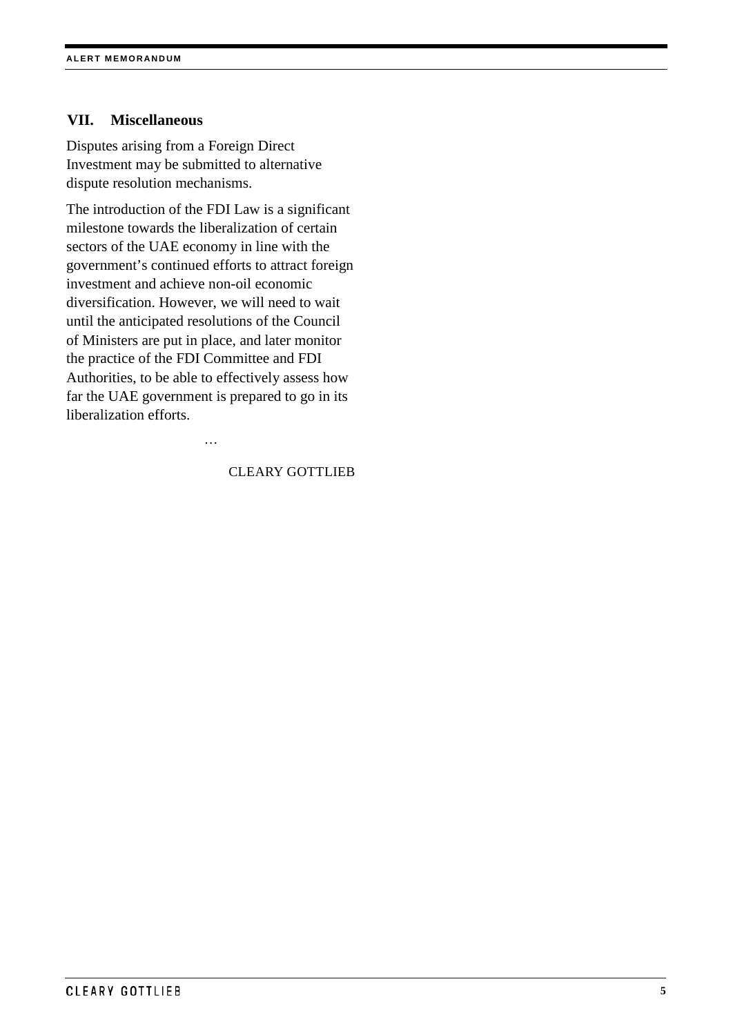## VII. Miscellaneous

Disputes arising from a Foreign Direct Investment may be submitted to alternative dispute resolution mechanisms.

The introduction of the FDI Law is a significant milestone towards the liberalization of certain sectors of the UAE economy in line with the government's continued efforts to attract foreign investment and achieve non-oil economic diversification. However, we will need to wait until the anticipated resolutions of the Council of Ministers are put in place, and later monitor the practice of the FDI Committee and FDI Authorities, to be able to effectively assess how far the UAE government is prepared to go in its liberalization efforts.

…

CLEARY GOTTLIEB